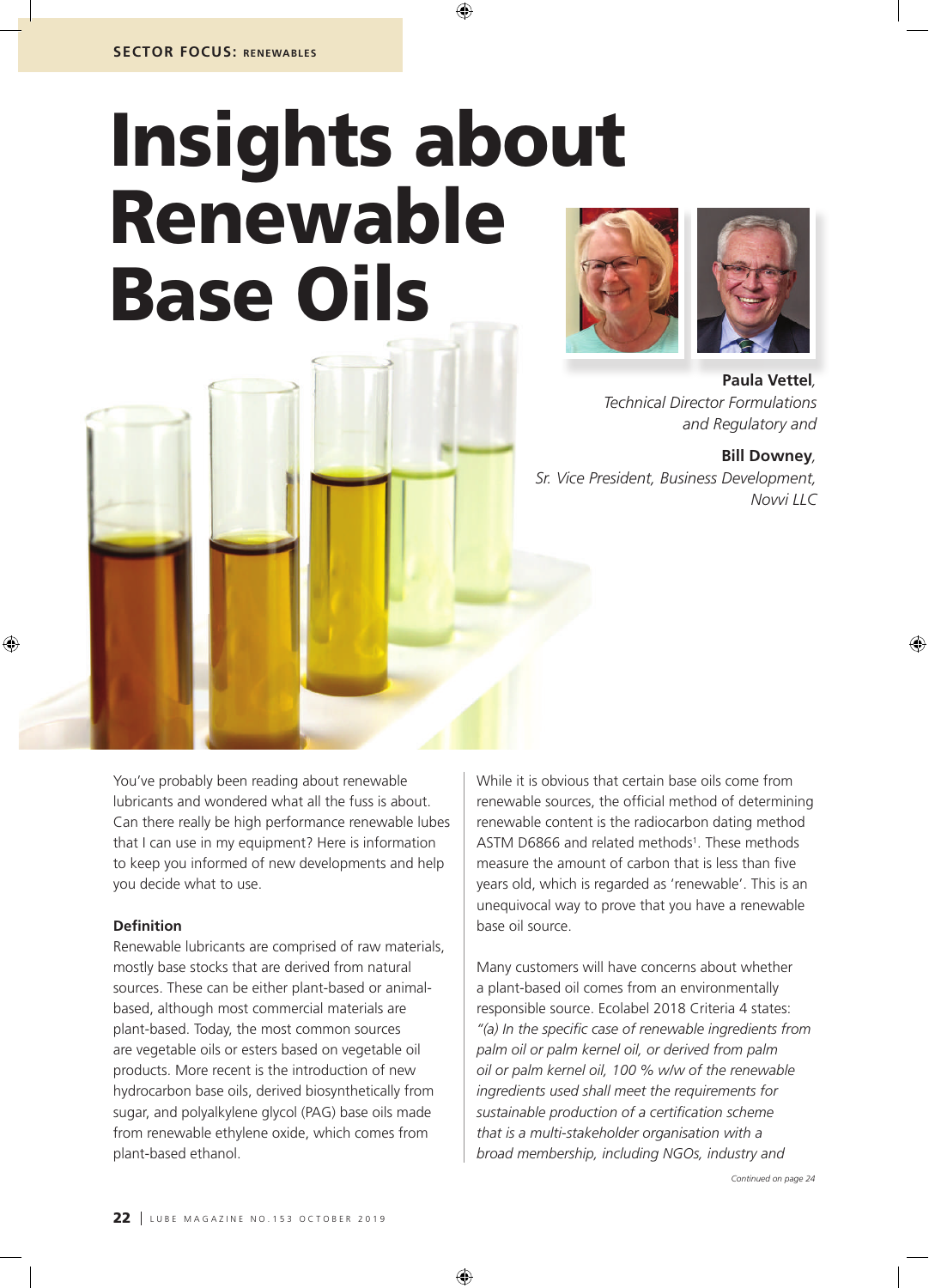SECTOR FOCUS: RENEWABLES

# Insights about Renewable Base Oils

**Paula Vettel**, *Technical Director Formulations and Regulatory and*

**Bill Downey**, *Sr. Vice President, Business Development, Novvi LLC*

You've probably been reading about renewable lubricants and wondered what all the fuss is about. Can there really be high performance renewable lubes that I can use in my equipment? Here is information to keep you informed of new developments and help you decide what to use.

### Definition

Renewable lubricants are comprised of raw materials, mostly base stocks that are derived from natural sources. These can be either plant-based or animal-based, although most commercial materials are plant-based. Today, the most common sources are vegetable oils or esters based on vegetable oil products. More recent is the introduction of new hydrocarbon base oils, derived biosynthetically from sugar, and polyalkylene glycol (PAG) base oils made from renewable ethylene oxide, which comes from plant-based ethanol.

While it is obvious that certain base oils come from renewable sources, the official method of determining renewable content is the radiocarbon dating method ASTM D6866 and related methods[1]. These methods measure the amount of carbon that is less than five years old, which is regarded as 'renewable'. This is an unequivocal way to prove that you have a renewable base oil source.

Many customers will have concerns about whether a plant-based oil comes from an environmentally responsible source. Ecolabel 2018 Criteria 4 states: *"(a) In the specific case of renewable ingredients from palm oil or palm kernel oil, or derived from palm oil or palm kernel oil, 100 % w/w of the renewable ingredients used shall meet the requirements for sustainable production of a certification scheme that is a multi-stakeholder organisation with a broad membership, including NGOs, industry and*

*Continued on page 24*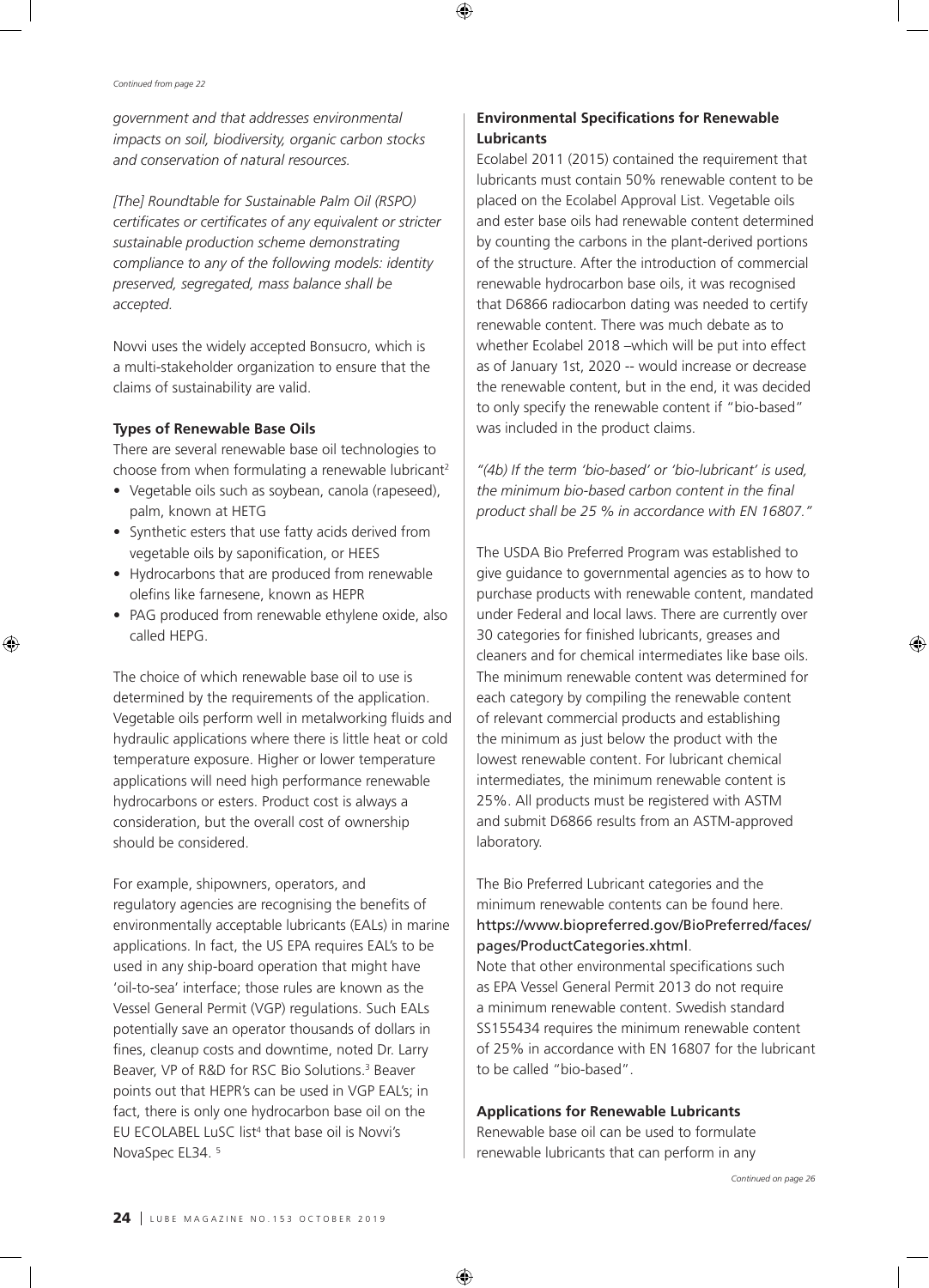*Continued from page 22*

*government and that addresses environmental impacts on soil, biodiversity, organic carbon stocks and conservation of natural resources.*

*[The] Roundtable for Sustainable Palm Oil (RSPO) certificates or certificates of any equivalent or stricter sustainable production scheme demonstrating compliance to any of the following models: identity preserved, segregated, mass balance shall be accepted.*

Novvi uses the widely accepted Bonsucro, which is a multi-stakeholder organization to ensure that the claims of sustainability are valid.

**Types of Renewable Base Oils**

There are several renewable base oil technologies to choose from when formulating a renewable lubricant[2]

- Vegetable oils such as soybean, canola (rapeseed), palm, known at HETG
- Synthetic esters that use fatty acids derived from vegetable oils by saponification, or HEES
- Hydrocarbons that are produced from renewable olefins like farnesene, known as HEPR
- PAG produced from renewable ethylene oxide, also called HEPG.

The choice of which renewable base oil to use is determined by the requirements of the application. Vegetable oils perform well in metalworking fluids and hydraulic applications where there is little heat or cold temperature exposure. Higher or lower temperature applications will need high performance renewable hydrocarbons or esters. Product cost is always a consideration, but the overall cost of ownership should be considered.

For example, shipowners, operators, and regulatory agencies are recognising the benefits of environmentally acceptable lubricants (EALs) in marine applications. In fact, the US EPA requires EAL's to be used in any ship-board operation that might have 'oil-to-sea' interface; those rules are known as the Vessel General Permit (VGP) regulations. Such EALs potentially save an operator thousands of dollars in fines, cleanup costs and downtime, noted Dr. Larry Beaver, VP of R&D for RSC Bio Solutions.[3] Beaver points out that HEPR's can be used in VGP EAL's; in fact, there is only one hydrocarbon base oil on the EU ECOLABEL LuSC list[4] that base oil is Novvi's NovaSpec EL34. [5]

**Environmental Specifications for Renewable Lubricants**

Ecolabel 2011 (2015) contained the requirement that lubricants must contain 50% renewable content to be placed on the Ecolabel Approval List. Vegetable oils and ester base oils had renewable content determined by counting the carbons in the plant-derived portions of the structure. After the introduction of commercial renewable hydrocarbon base oils, it was recognised that D6866 radiocarbon dating was needed to certify renewable content. There was much debate as to whether Ecolabel 2018 –which will be put into effect as of January 1st, 2020 -- would increase or decrease the renewable content, but in the end, it was decided to only specify the renewable content if "bio-based" was included in the product claims.

*"(4b) If the term 'bio-based' or 'bio-lubricant' is used, the minimum bio-based carbon content in the final product shall be 25 % in accordance with EN 16807."*

The USDA Bio Preferred Program was established to give guidance to governmental agencies as to how to purchase products with renewable content, mandated under Federal and local laws. There are currently over 30 categories for finished lubricants, greases and cleaners and for chemical intermediates like base oils. The minimum renewable content was determined for each category by compiling the renewable content of relevant commercial products and establishing the minimum as just below the product with the lowest renewable content. For lubricant chemical intermediates, the minimum renewable content is 25%. All products must be registered with ASTM and submit D6866 results from an ASTM-approved laboratory.

The Bio Preferred Lubricant categories and the minimum renewable contents can be found here. **https://www.biopreferred.gov/BioPreferred/faces/pages/ProductCategories.xhtml**.

Note that other environmental specifications such as EPA Vessel General Permit 2013 do not require a minimum renewable content. Swedish standard SS155434 requires the minimum renewable content of 25% in accordance with EN 16807 for the lubricant to be called "bio-based".

**Applications for Renewable Lubricants**

Renewable base oil can be used to formulate renewable lubricants that can perform in any

*Continued on page 26*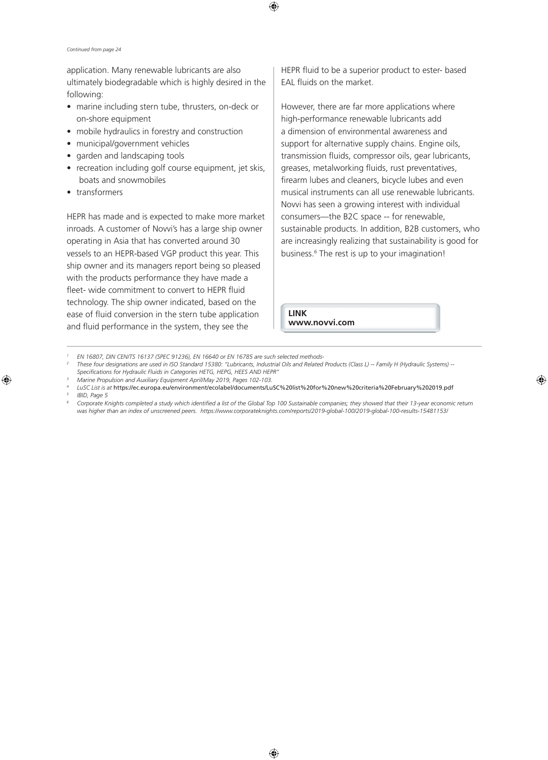*Continued from page 24*

application. Many renewable lubricants are also ultimately biodegradable which is highly desired in the following:

- marine including stern tube, thrusters, on-deck or on-shore equipment
- mobile hydraulics in forestry and construction
- municipal/government vehicles
- garden and landscaping tools
- recreation including golf course equipment, jet skis, boats and snowmobiles
- transformers

HEPR has made and is expected to make more market inroads. A customer of Novvi's has a large ship owner operating in Asia that has converted around 30 vessels to an HEPR-based VGP product this year. This ship owner and its managers report being so pleased with the products performance they have made a fleet- wide commitment to convert to HEPR fluid technology. The ship owner indicated, based on the ease of fluid conversion in the stern tube application and fluid performance in the system, they see the HEPR fluid to be a superior product to ester- based EAL fluids on the market.

However, there are far more applications where high-performance renewable lubricants add a dimension of environmental awareness and support for alternative supply chains. Engine oils, transmission fluids, compressor oils, gear lubricants, greases, metalworking fluids, rust preventatives, firearm lubes and cleaners, bicycle lubes and even musical instruments can all use renewable lubricants. Novvi has seen a growing interest with individual consumers—the B2C space -- for renewable, sustainable products. In addition, B2B customers, who are increasingly realizing that sustainability is good for business.[6] The rest is up to your imagination!

**LINK**
**www.novvi.com**

---

[1] *EN 16807, DIN CEN/TS 16137 (SPEC 91236), EN 16640 or EN 16785 are such selected methods-*

[2] *These four designations are used in ISO Standard 15380: "Lubricants, Industrial Oils and Related Products (Class L) -- Family H (Hydraulic Systems) -- Specifications for Hydraulic Fluids in Categories HETG, HEPG, HEES AND HEPR"*

[3] *Marine Propulsion and Auxiliary Equipment April/May 2019, Pages 102-103.*

[4] *LuSC List is at* https://ec.europa.eu/environment/ecolabel/documents/LuSC%20list%20for%20new%20criteria%20February%202019.pdf

[5] *IBID, Page 5*

[6] *Corporate Knights completed a study which identified a list of the Global Top 100 Sustainable companies; they showed that their 13-year economic return was higher than an index of unscreened peers. https://www.corporateknights.com/reports/2019-global-100/2019-global-100-results-15481153/*